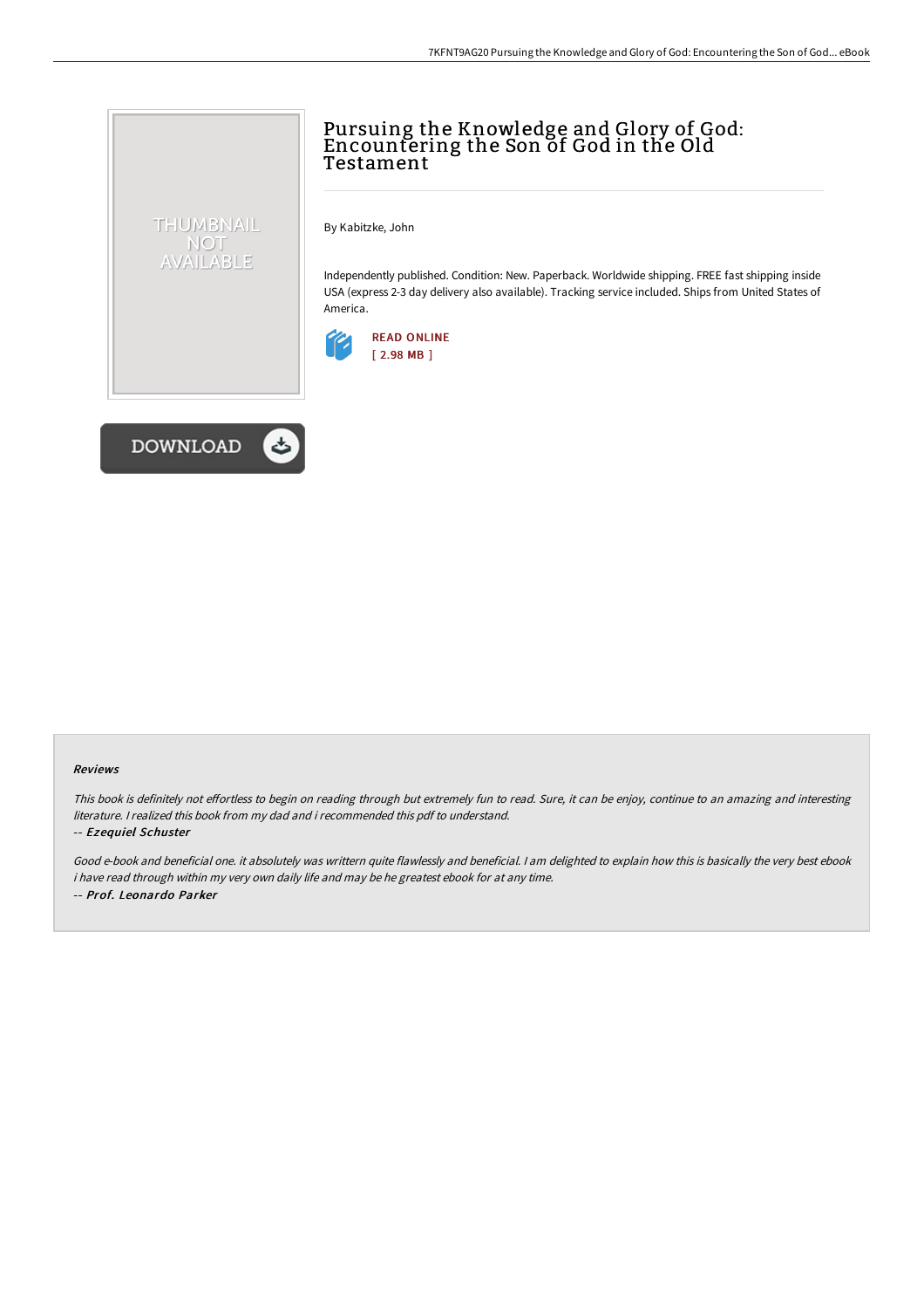# Pursuing the Knowledge and Glory of God: Encountering the Son of God in the Old Testament

By Kabitzke, John

Independently published. Condition: New. Paperback. Worldwide shipping. FREE fast shipping inside USA (express 2-3 day delivery also available). Tracking service included. Ships from United States of America.

READ ONLINE
[ 2.98 MB ]

DOWNLOAD

### Reviews

*This book is definitely not effortless to begin on reading through but extremely fun to read. Sure, it can be enjoy, continue to an amazing and interesting literature. I realized this book from my dad and i recommended this pdf to understand.*

-- ***Ezequiel Schuster***

*Good e-book and beneficial one. it absolutely was writtern quite flawlessly and beneficial. I am delighted to explain how this is basically the very best ebook i have read through within my very own daily life and may be he greatest ebook for at any time.*

-- ***Prof. Leonardo Parker***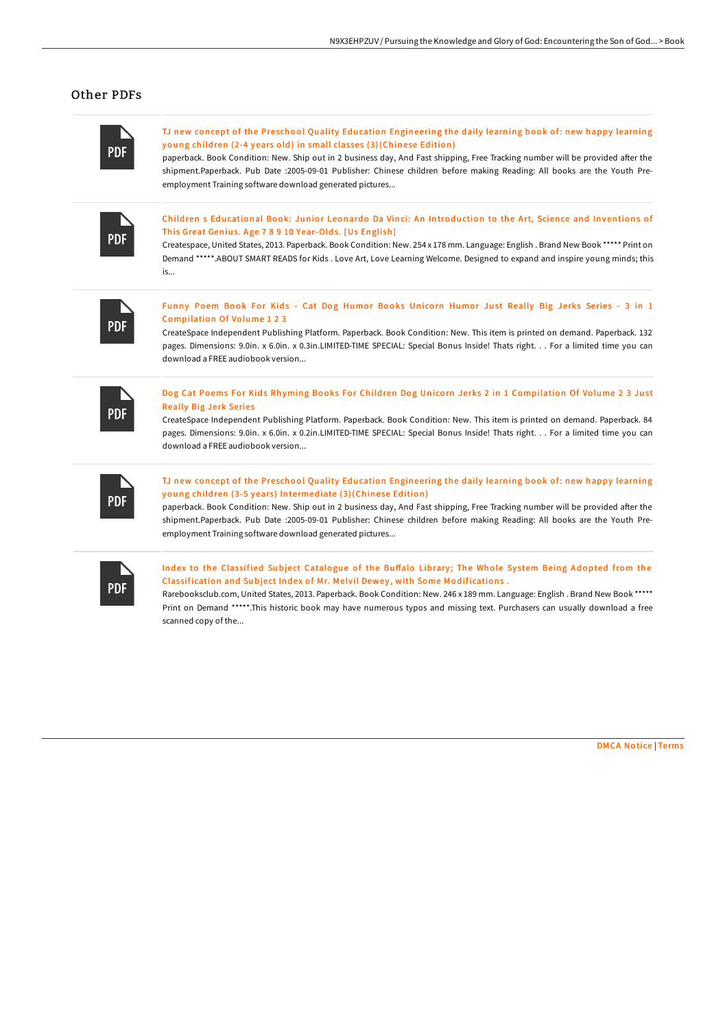## Other PDFs

PDF

**TJ new concept of the Preschool Quality Education Engineering the daily learning book of: new happy learning young children (2-4 years old) in small classes (3)(Chinese Edition)**

paperback. Book Condition: New. Ship out in 2 business day, And Fast shipping, Free Tracking number will be provided after the shipment.Paperback. Pub Date :2005-09-01 Publisher: Chinese children before making Reading: All books are the Youth Pre-employment Training software download generated pictures...

PDF

**Children s Educational Book: Junior Leonardo Da Vinci: An Introduction to the Art, Science and Inventions of This Great Genius. Age 7 8 9 10 Year-Olds. [Us English]**

Createspace, United States, 2013. Paperback. Book Condition: New. 254 x 178 mm. Language: English . Brand New Book ***** Print on Demand *****.ABOUT SMART READS for Kids . Love Art, Love Learning Welcome. Designed to expand and inspire young minds; this is...

PDF

**Funny Poem Book For Kids - Cat Dog Humor Books Unicorn Humor Just Really Big Jerks Series - 3 in 1 Compilation Of Volume 1 2 3**

CreateSpace Independent Publishing Platform. Paperback. Book Condition: New. This item is printed on demand. Paperback. 132 pages. Dimensions: 9.0in. x 6.0in. x 0.3in.LIMITED-TIME SPECIAL: Special Bonus Inside! Thats right. . . For a limited time you can download a FREE audiobook version...

PDF

**Dog Cat Poems For Kids Rhyming Books For Children Dog Unicorn Jerks 2 in 1 Compilation Of Volume 2 3 Just Really Big Jerk Series**

CreateSpace Independent Publishing Platform. Paperback. Book Condition: New. This item is printed on demand. Paperback. 84 pages. Dimensions: 9.0in. x 6.0in. x 0.2in.LIMITED-TIME SPECIAL: Special Bonus Inside! Thats right. . . For a limited time you can download a FREE audiobook version...

PDF

**TJ new concept of the Preschool Quality Education Engineering the daily learning book of: new happy learning young children (3-5 years) Intermediate (3)(Chinese Edition)**

paperback. Book Condition: New. Ship out in 2 business day, And Fast shipping, Free Tracking number will be provided after the shipment.Paperback. Pub Date :2005-09-01 Publisher: Chinese children before making Reading: All books are the Youth Pre-employment Training software download generated pictures...

PDF

**Index to the Classified Subject Catalogue of the Buffalo Library; The Whole System Being Adopted from the Classification and Subject Index of Mr. Melvil Dewey, with Some Modifications .**

Rarebooksclub.com, United States, 2013. Paperback. Book Condition: New. 246 x 189 mm. Language: English . Brand New Book ***** Print on Demand *****.This historic book may have numerous typos and missing text. Purchasers can usually download a free scanned copy of the...

DMCA Notice | Terms